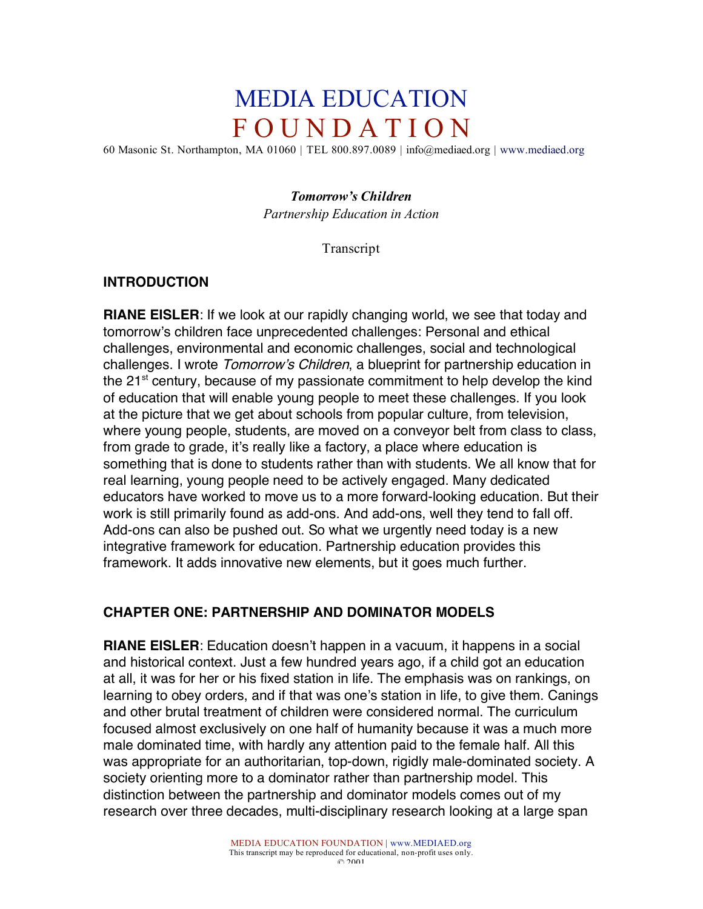# MEDIA EDUCATION FOUNDATION

60 Masonic St. Northampton, MA 01060 | TEL 800.897.0089 | info@mediaed.org | www.mediaed.org

***Tomorrow's Children***

*Partnership Education in Action*

Transcript

## INTRODUCTION

**RIANE EISLER**: If we look at our rapidly changing world, we see that today and tomorrow's children face unprecedented challenges: Personal and ethical challenges, environmental and economic challenges, social and technological challenges. I wrote *Tomorrow's Children*, a blueprint for partnership education in the 21st century, because of my passionate commitment to help develop the kind of education that will enable young people to meet these challenges. If you look at the picture that we get about schools from popular culture, from television, where young people, students, are moved on a conveyor belt from class to class, from grade to grade, it's really like a factory, a place where education is something that is done to students rather than with students. We all know that for real learning, young people need to be actively engaged. Many dedicated educators have worked to move us to a more forward-looking education. But their work is still primarily found as add-ons. And add-ons, well they tend to fall off. Add-ons can also be pushed out. So what we urgently need today is a new integrative framework for education. Partnership education provides this framework. It adds innovative new elements, but it goes much further.

## CHAPTER ONE: PARTNERSHIP AND DOMINATOR MODELS

**RIANE EISLER**: Education doesn't happen in a vacuum, it happens in a social and historical context. Just a few hundred years ago, if a child got an education at all, it was for her or his fixed station in life. The emphasis was on rankings, on learning to obey orders, and if that was one's station in life, to give them. Canings and other brutal treatment of children were considered normal. The curriculum focused almost exclusively on one half of humanity because it was a much more male dominated time, with hardly any attention paid to the female half. All this was appropriate for an authoritarian, top-down, rigidly male-dominated society. A society orienting more to a dominator rather than partnership model. This distinction between the partnership and dominator models comes out of my research over three decades, multi-disciplinary research looking at a large span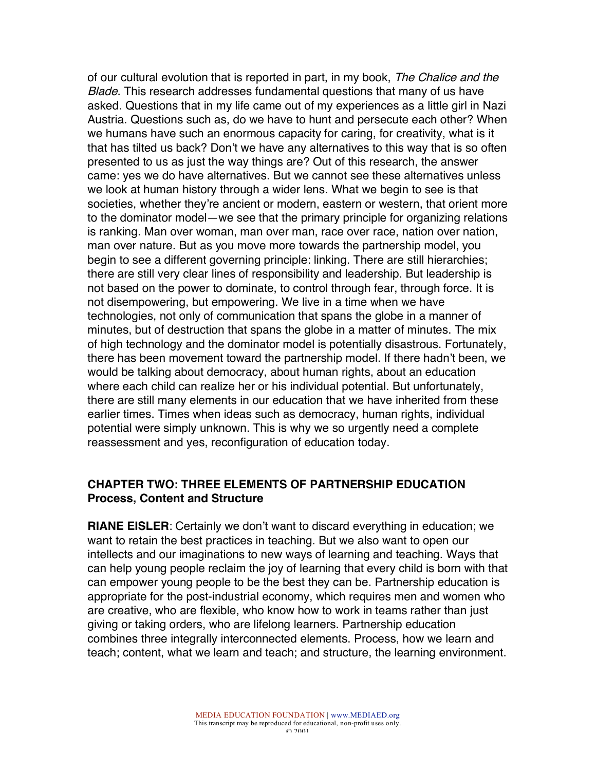of our cultural evolution that is reported in part, in my book, *The Chalice and the Blade*. This research addresses fundamental questions that many of us have asked. Questions that in my life came out of my experiences as a little girl in Nazi Austria. Questions such as, do we have to hunt and persecute each other? When we humans have such an enormous capacity for caring, for creativity, what is it that has tilted us back? Don't we have any alternatives to this way that is so often presented to us as just the way things are? Out of this research, the answer came: yes we do have alternatives. But we cannot see these alternatives unless we look at human history through a wider lens. What we begin to see is that societies, whether they're ancient or modern, eastern or western, that orient more to the dominator model—we see that the primary principle for organizing relations is ranking. Man over woman, man over man, race over race, nation over nation, man over nature. But as you move more towards the partnership model, you begin to see a different governing principle: linking. There are still hierarchies; there are still very clear lines of responsibility and leadership. But leadership is not based on the power to dominate, to control through fear, through force. It is not disempowering, but empowering. We live in a time when we have technologies, not only of communication that spans the globe in a manner of minutes, but of destruction that spans the globe in a matter of minutes. The mix of high technology and the dominator model is potentially disastrous. Fortunately, there has been movement toward the partnership model. If there hadn't been, we would be talking about democracy, about human rights, about an education where each child can realize her or his individual potential. But unfortunately, there are still many elements in our education that we have inherited from these earlier times. Times when ideas such as democracy, human rights, individual potential were simply unknown. This is why we so urgently need a complete reassessment and yes, reconfiguration of education today.

## CHAPTER TWO: THREE ELEMENTS OF PARTNERSHIP EDUCATION
### Process, Content and Structure

**RIANE EISLER**: Certainly we don't want to discard everything in education; we want to retain the best practices in teaching. But we also want to open our intellects and our imaginations to new ways of learning and teaching. Ways that can help young people reclaim the joy of learning that every child is born with that can empower young people to be the best they can be. Partnership education is appropriate for the post-industrial economy, which requires men and women who are creative, who are flexible, who know how to work in teams rather than just giving or taking orders, who are lifelong learners. Partnership education combines three integrally interconnected elements. Process, how we learn and teach; content, what we learn and teach; and structure, the learning environment.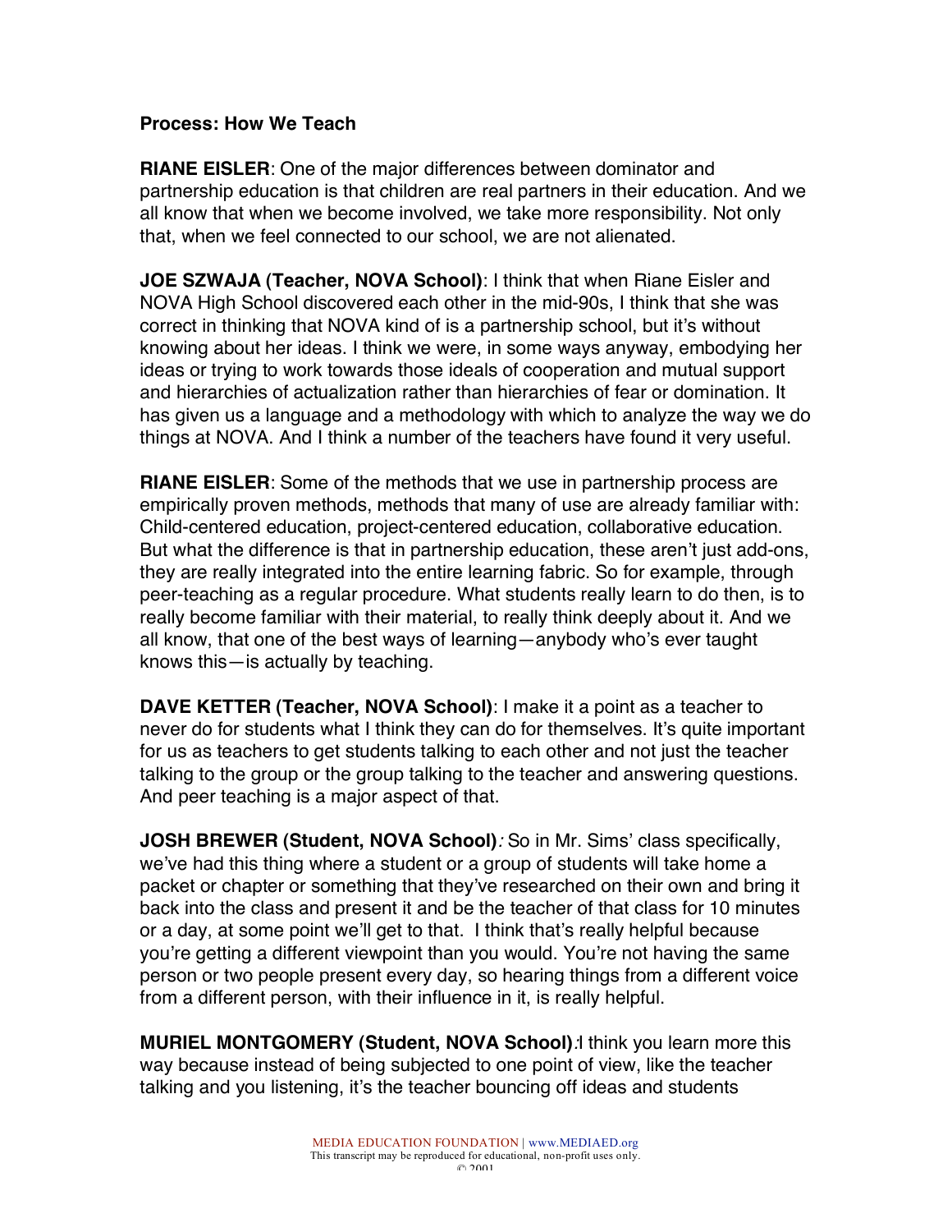**Process: How We Teach**

**RIANE EISLER**: One of the major differences between dominator and partnership education is that children are real partners in their education. And we all know that when we become involved, we take more responsibility. Not only that, when we feel connected to our school, we are not alienated.

**JOE SZWAJA (Teacher, NOVA School)**: I think that when Riane Eisler and NOVA High School discovered each other in the mid-90s, I think that she was correct in thinking that NOVA kind of is a partnership school, but it's without knowing about her ideas. I think we were, in some ways anyway, embodying her ideas or trying to work towards those ideals of cooperation and mutual support and hierarchies of actualization rather than hierarchies of fear or domination. It has given us a language and a methodology with which to analyze the way we do things at NOVA. And I think a number of the teachers have found it very useful.

**RIANE EISLER**: Some of the methods that we use in partnership process are empirically proven methods, methods that many of use are already familiar with: Child-centered education, project-centered education, collaborative education. But what the difference is that in partnership education, these aren't just add-ons, they are really integrated into the entire learning fabric. So for example, through peer-teaching as a regular procedure. What students really learn to do then, is to really become familiar with their material, to really think deeply about it. And we all know, that one of the best ways of learning—anybody who's ever taught knows this—is actually by teaching.

**DAVE KETTER (Teacher, NOVA School)**: I make it a point as a teacher to never do for students what I think they can do for themselves. It's quite important for us as teachers to get students talking to each other and not just the teacher talking to the group or the group talking to the teacher and answering questions. And peer teaching is a major aspect of that.

**JOSH BREWER (Student, NOVA School)**: So in Mr. Sims' class specifically, we've had this thing where a student or a group of students will take home a packet or chapter or something that they've researched on their own and bring it back into the class and present it and be the teacher of that class for 10 minutes or a day, at some point we'll get to that. I think that's really helpful because you're getting a different viewpoint than you would. You're not having the same person or two people present every day, so hearing things from a different voice from a different person, with their influence in it, is really helpful.

**MURIEL MONTGOMERY (Student, NOVA School)**: I think you learn more this way because instead of being subjected to one point of view, like the teacher talking and you listening, it's the teacher bouncing off ideas and students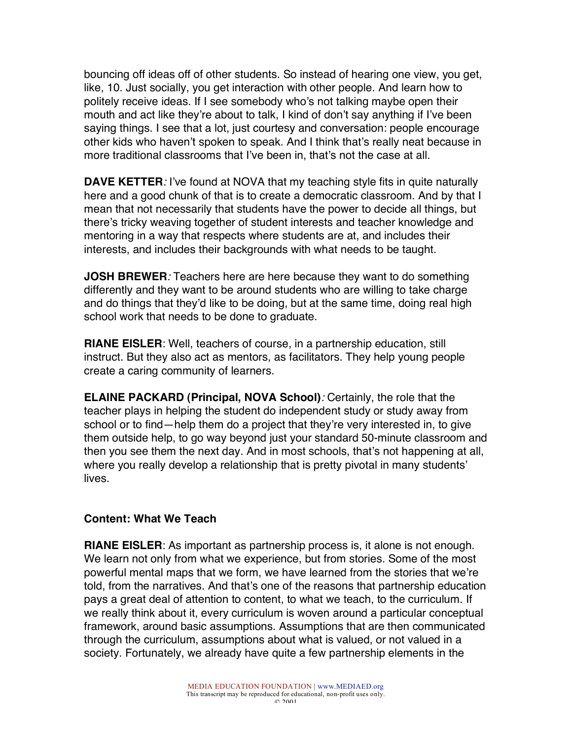bouncing off ideas off of other students. So instead of hearing one view, you get, like, 10. Just socially, you get interaction with other people. And learn how to politely receive ideas. If I see somebody who's not talking maybe open their mouth and act like they're about to talk, I kind of don't say anything if I've been saying things. I see that a lot, just courtesy and conversation: people encourage other kids who haven't spoken to speak. And I think that's really neat because in more traditional classrooms that I've been in, that's not the case at all.

**DAVE KETTER***:* I've found at NOVA that my teaching style fits in quite naturally here and a good chunk of that is to create a democratic classroom. And by that I mean that not necessarily that students have the power to decide all things, but there's tricky weaving together of student interests and teacher knowledge and mentoring in a way that respects where students are at, and includes their interests, and includes their backgrounds with what needs to be taught.

**JOSH BREWER***:* Teachers here are here because they want to do something differently and they want to be around students who are willing to take charge and do things that they'd like to be doing, but at the same time, doing real high school work that needs to be done to graduate.

**RIANE EISLER**: Well, teachers of course, in a partnership education, still instruct. But they also act as mentors, as facilitators. They help young people create a caring community of learners.

**ELAINE PACKARD (Principal, NOVA School)***:* Certainly, the role that the teacher plays in helping the student do independent study or study away from school or to find—help them do a project that they're very interested in, to give them outside help, to go way beyond just your standard 50-minute classroom and then you see them the next day. And in most schools, that's not happening at all, where you really develop a relationship that is pretty pivotal in many students' lives.

### Content: What We Teach

**RIANE EISLER**: As important as partnership process is, it alone is not enough. We learn not only from what we experience, but from stories. Some of the most powerful mental maps that we form, we have learned from the stories that we're told, from the narratives. And that's one of the reasons that partnership education pays a great deal of attention to content, to what we teach, to the curriculum. If we really think about it, every curriculum is woven around a particular conceptual framework, around basic assumptions. Assumptions that are then communicated through the curriculum, assumptions about what is valued, or not valued in a society. Fortunately, we already have quite a few partnership elements in the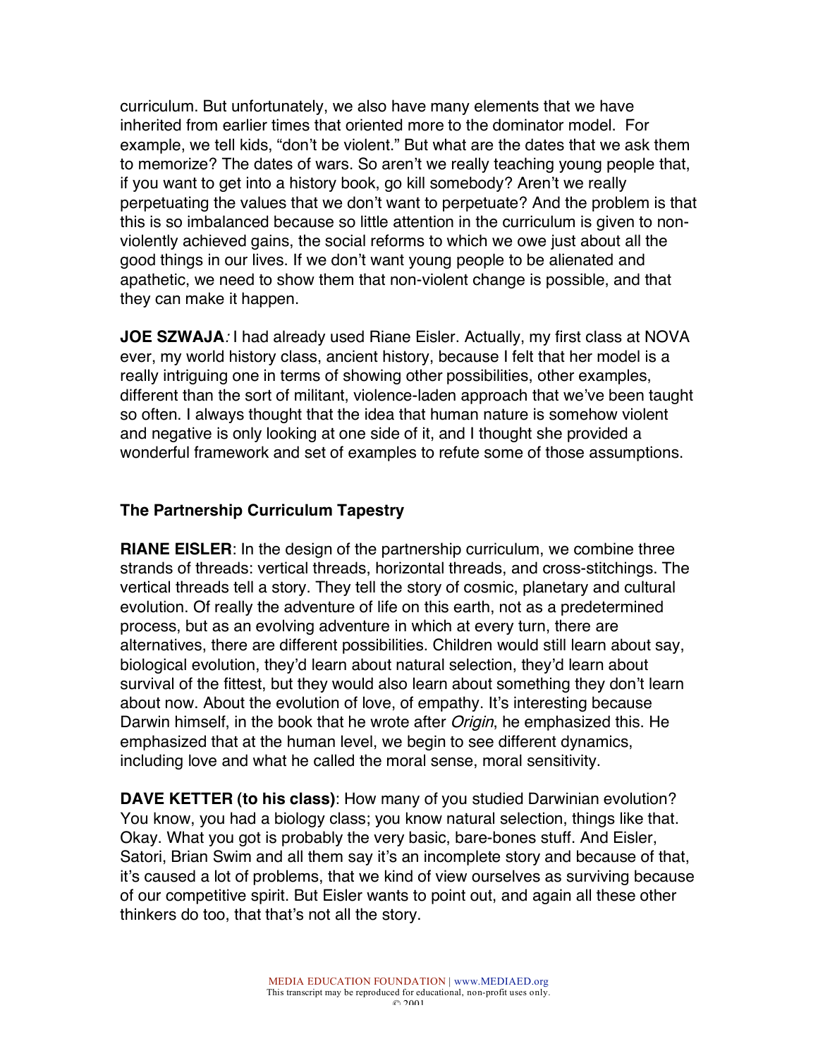curriculum. But unfortunately, we also have many elements that we have inherited from earlier times that oriented more to the dominator model. For example, we tell kids, "don't be violent." But what are the dates that we ask them to memorize? The dates of wars. So aren't we really teaching young people that, if you want to get into a history book, go kill somebody? Aren't we really perpetuating the values that we don't want to perpetuate? And the problem is that this is so imbalanced because so little attention in the curriculum is given to non-violently achieved gains, the social reforms to which we owe just about all the good things in our lives. If we don't want young people to be alienated and apathetic, we need to show them that non-violent change is possible, and that they can make it happen.

**JOE SZWAJA***:* I had already used Riane Eisler. Actually, my first class at NOVA ever, my world history class, ancient history, because I felt that her model is a really intriguing one in terms of showing other possibilities, other examples, different than the sort of militant, violence-laden approach that we've been taught so often. I always thought that the idea that human nature is somehow violent and negative is only looking at one side of it, and I thought she provided a wonderful framework and set of examples to refute some of those assumptions.

### The Partnership Curriculum Tapestry

**RIANE EISLER**: In the design of the partnership curriculum, we combine three strands of threads: vertical threads, horizontal threads, and cross-stitchings. The vertical threads tell a story. They tell the story of cosmic, planetary and cultural evolution. Of really the adventure of life on this earth, not as a predetermined process, but as an evolving adventure in which at every turn, there are alternatives, there are different possibilities. Children would still learn about say, biological evolution, they'd learn about natural selection, they'd learn about survival of the fittest, but they would also learn about something they don't learn about now. About the evolution of love, of empathy. It's interesting because Darwin himself, in the book that he wrote after *Origin*, he emphasized this. He emphasized that at the human level, we begin to see different dynamics, including love and what he called the moral sense, moral sensitivity.

**DAVE KETTER (to his class)**: How many of you studied Darwinian evolution? You know, you had a biology class; you know natural selection, things like that. Okay. What you got is probably the very basic, bare-bones stuff. And Eisler, Satori, Brian Swim and all them say it's an incomplete story and because of that, it's caused a lot of problems, that we kind of view ourselves as surviving because of our competitive spirit. But Eisler wants to point out, and again all these other thinkers do too, that that's not all the story.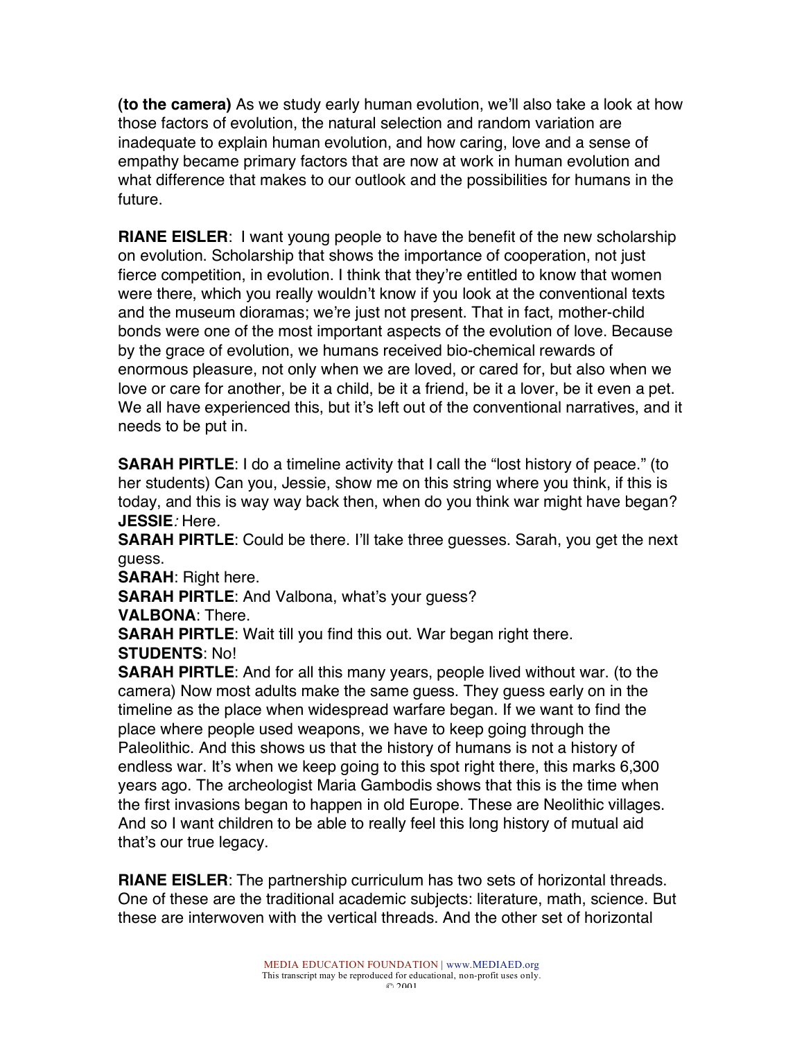**(to the camera)** As we study early human evolution, we'll also take a look at how those factors of evolution, the natural selection and random variation are inadequate to explain human evolution, and how caring, love and a sense of empathy became primary factors that are now at work in human evolution and what difference that makes to our outlook and the possibilities for humans in the future.

**RIANE EISLER**: I want young people to have the benefit of the new scholarship on evolution. Scholarship that shows the importance of cooperation, not just fierce competition, in evolution. I think that they're entitled to know that women were there, which you really wouldn't know if you look at the conventional texts and the museum dioramas; we're just not present. That in fact, mother-child bonds were one of the most important aspects of the evolution of love. Because by the grace of evolution, we humans received bio-chemical rewards of enormous pleasure, not only when we are loved, or cared for, but also when we love or care for another, be it a child, be it a friend, be it a lover, be it even a pet. We all have experienced this, but it's left out of the conventional narratives, and it needs to be put in.

**SARAH PIRTLE**: I do a timeline activity that I call the "lost history of peace." (to her students) Can you, Jessie, show me on this string where you think, if this is today, and this is way way back then, when do you think war might have began?
**JESSIE***:* Here*.*
**SARAH PIRTLE**: Could be there. I'll take three guesses. Sarah, you get the next guess.
**SARAH**: Right here.
**SARAH PIRTLE**: And Valbona, what's your guess?
**VALBONA**: There.
**SARAH PIRTLE**: Wait till you find this out. War began right there.
**STUDENTS**: No!
**SARAH PIRTLE**: And for all this many years, people lived without war. (to the camera) Now most adults make the same guess. They guess early on in the timeline as the place when widespread warfare began. If we want to find the place where people used weapons, we have to keep going through the Paleolithic. And this shows us that the history of humans is not a history of endless war. It's when we keep going to this spot right there, this marks 6,300 years ago. The archeologist Maria Gambodis shows that this is the time when the first invasions began to happen in old Europe. These are Neolithic villages. And so I want children to be able to really feel this long history of mutual aid that's our true legacy.

**RIANE EISLER**: The partnership curriculum has two sets of horizontal threads. One of these are the traditional academic subjects: literature, math, science. But these are interwoven with the vertical threads. And the other set of horizontal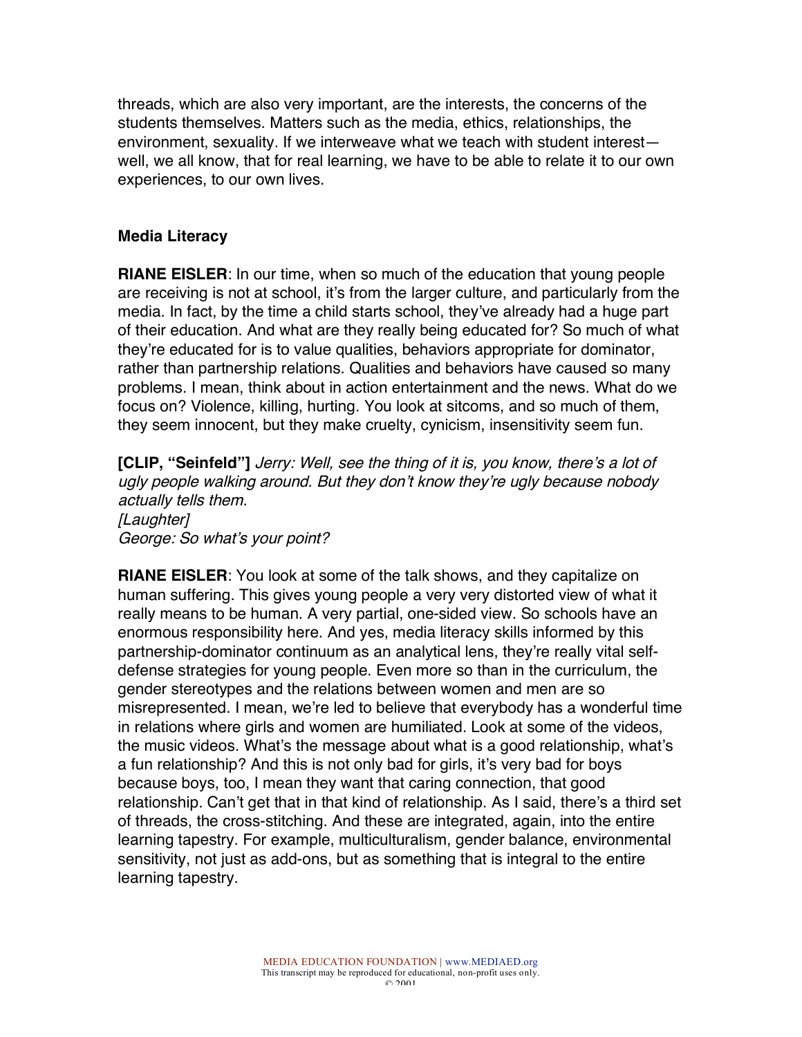threads, which are also very important, are the interests, the concerns of the students themselves. Matters such as the media, ethics, relationships, the environment, sexuality. If we interweave what we teach with student interest—well, we all know, that for real learning, we have to be able to relate it to our own experiences, to our own lives.

### Media Literacy

**RIANE EISLER**: In our time, when so much of the education that young people are receiving is not at school, it's from the larger culture, and particularly from the media. In fact, by the time a child starts school, they've already had a huge part of their education. And what are they really being educated for? So much of what they're educated for is to value qualities, behaviors appropriate for dominator, rather than partnership relations. Qualities and behaviors have caused so many problems. I mean, think about in action entertainment and the news. What do we focus on? Violence, killing, hurting. You look at sitcoms, and so much of them, they seem innocent, but they make cruelty, cynicism, insensitivity seem fun.

**[CLIP, "Seinfeld"]** *Jerry: Well, see the thing of it is, you know, there's a lot of ugly people walking around. But they don't know they're ugly because nobody actually tells them.*
*[Laughter]*
*George: So what's your point?*

**RIANE EISLER**: You look at some of the talk shows, and they capitalize on human suffering. This gives young people a very very distorted view of what it really means to be human. A very partial, one-sided view. So schools have an enormous responsibility here. And yes, media literacy skills informed by this partnership-dominator continuum as an analytical lens, they're really vital self-defense strategies for young people. Even more so than in the curriculum, the gender stereotypes and the relations between women and men are so misrepresented. I mean, we're led to believe that everybody has a wonderful time in relations where girls and women are humiliated. Look at some of the videos, the music videos. What's the message about what is a good relationship, what's a fun relationship? And this is not only bad for girls, it's very bad for boys because boys, too, I mean they want that caring connection, that good relationship. Can't get that in that kind of relationship. As I said, there's a third set of threads, the cross-stitching. And these are integrated, again, into the entire learning tapestry. For example, multiculturalism, gender balance, environmental sensitivity, not just as add-ons, but as something that is integral to the entire learning tapestry.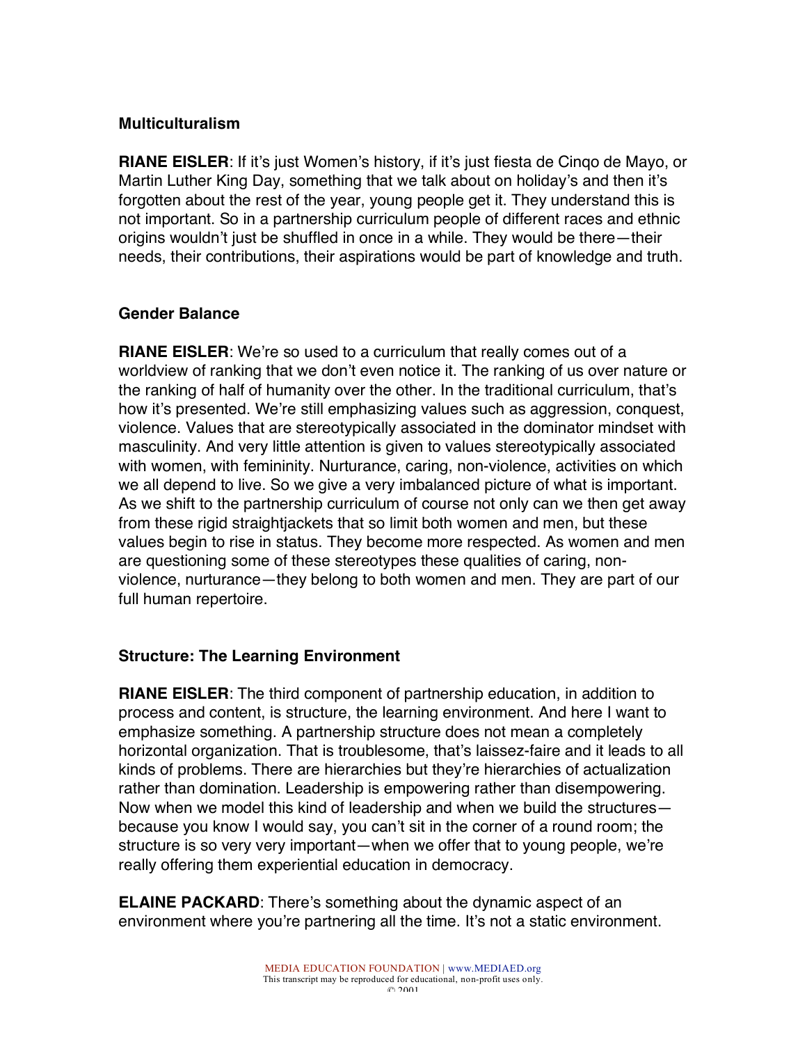### Multiculturalism

**RIANE EISLER**: If it's just Women's history, if it's just fiesta de Cinqo de Mayo, or Martin Luther King Day, something that we talk about on holiday's and then it's forgotten about the rest of the year, young people get it. They understand this is not important. So in a partnership curriculum people of different races and ethnic origins wouldn't just be shuffled in once in a while. They would be there—their needs, their contributions, their aspirations would be part of knowledge and truth.

### Gender Balance

**RIANE EISLER**: We're so used to a curriculum that really comes out of a worldview of ranking that we don't even notice it. The ranking of us over nature or the ranking of half of humanity over the other. In the traditional curriculum, that's how it's presented. We're still emphasizing values such as aggression, conquest, violence. Values that are stereotypically associated in the dominator mindset with masculinity. And very little attention is given to values stereotypically associated with women, with femininity. Nurturance, caring, non-violence, activities on which we all depend to live. So we give a very imbalanced picture of what is important. As we shift to the partnership curriculum of course not only can we then get away from these rigid straightjackets that so limit both women and men, but these values begin to rise in status. They become more respected. As women and men are questioning some of these stereotypes these qualities of caring, non-violence, nurturance—they belong to both women and men. They are part of our full human repertoire.

### Structure: The Learning Environment

**RIANE EISLER**: The third component of partnership education, in addition to process and content, is structure, the learning environment. And here I want to emphasize something. A partnership structure does not mean a completely horizontal organization. That is troublesome, that's laissez-faire and it leads to all kinds of problems. There are hierarchies but they're hierarchies of actualization rather than domination. Leadership is empowering rather than disempowering. Now when we model this kind of leadership and when we build the structures—because you know I would say, you can't sit in the corner of a round room; the structure is so very very important—when we offer that to young people, we're really offering them experiential education in democracy.

**ELAINE PACKARD**: There's something about the dynamic aspect of an environment where you're partnering all the time. It's not a static environment.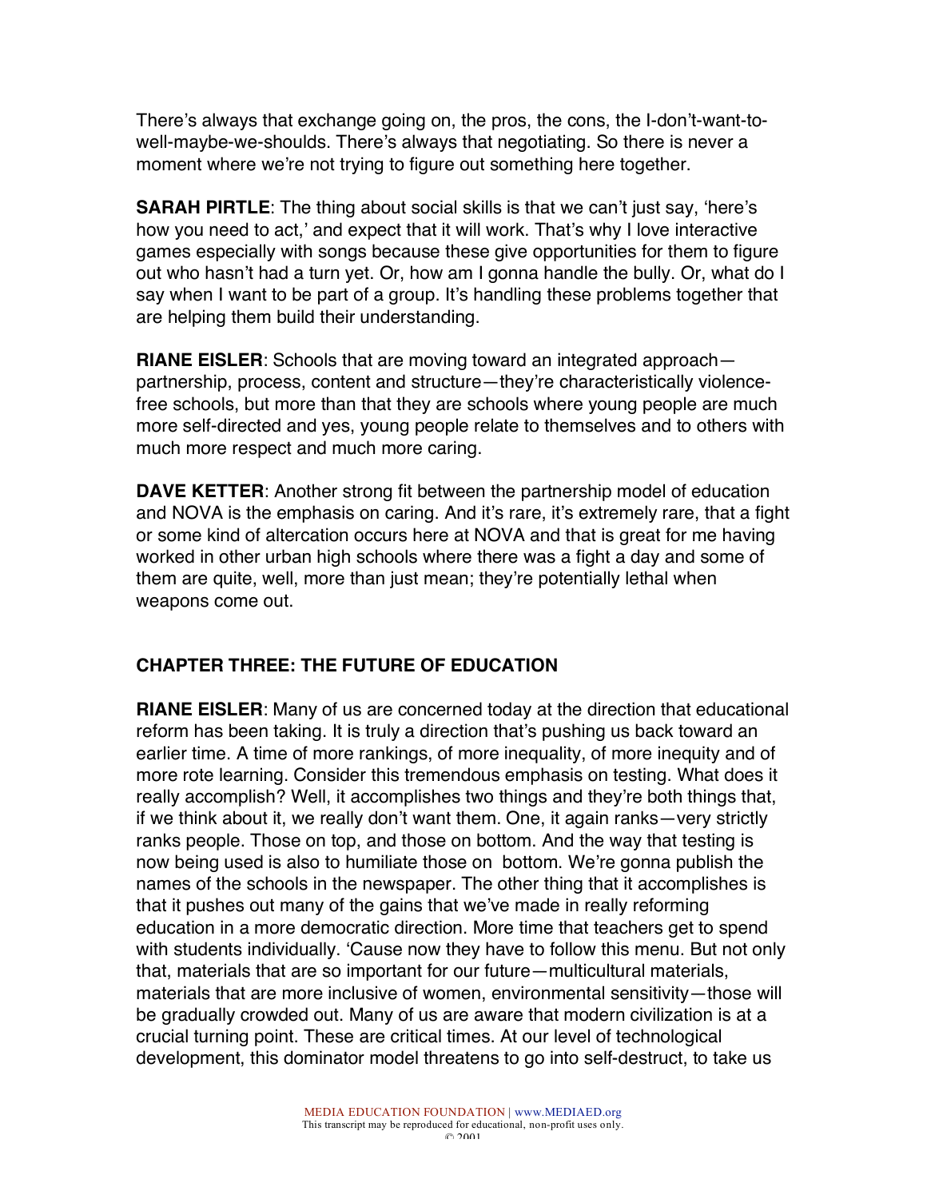There's always that exchange going on, the pros, the cons, the I-don't-want-to-well-maybe-we-shoulds. There's always that negotiating. So there is never a moment where we're not trying to figure out something here together.

**SARAH PIRTLE**: The thing about social skills is that we can't just say, 'here's how you need to act,' and expect that it will work. That's why I love interactive games especially with songs because these give opportunities for them to figure out who hasn't had a turn yet. Or, how am I gonna handle the bully. Or, what do I say when I want to be part of a group. It's handling these problems together that are helping them build their understanding.

**RIANE EISLER**: Schools that are moving toward an integrated approach—partnership, process, content and structure—they're characteristically violence-free schools, but more than that they are schools where young people are much more self-directed and yes, young people relate to themselves and to others with much more respect and much more caring.

**DAVE KETTER**: Another strong fit between the partnership model of education and NOVA is the emphasis on caring. And it's rare, it's extremely rare, that a fight or some kind of altercation occurs here at NOVA and that is great for me having worked in other urban high schools where there was a fight a day and some of them are quite, well, more than just mean; they're potentially lethal when weapons come out.

## CHAPTER THREE: THE FUTURE OF EDUCATION

**RIANE EISLER**: Many of us are concerned today at the direction that educational reform has been taking. It is truly a direction that's pushing us back toward an earlier time. A time of more rankings, of more inequality, of more inequity and of more rote learning. Consider this tremendous emphasis on testing. What does it really accomplish? Well, it accomplishes two things and they're both things that, if we think about it, we really don't want them. One, it again ranks—very strictly ranks people. Those on top, and those on bottom. And the way that testing is now being used is also to humiliate those on bottom. We're gonna publish the names of the schools in the newspaper. The other thing that it accomplishes is that it pushes out many of the gains that we've made in really reforming education in a more democratic direction. More time that teachers get to spend with students individually. 'Cause now they have to follow this menu. But not only that, materials that are so important for our future—multicultural materials, materials that are more inclusive of women, environmental sensitivity—those will be gradually crowded out. Many of us are aware that modern civilization is at a crucial turning point. These are critical times. At our level of technological development, this dominator model threatens to go into self-destruct, to take us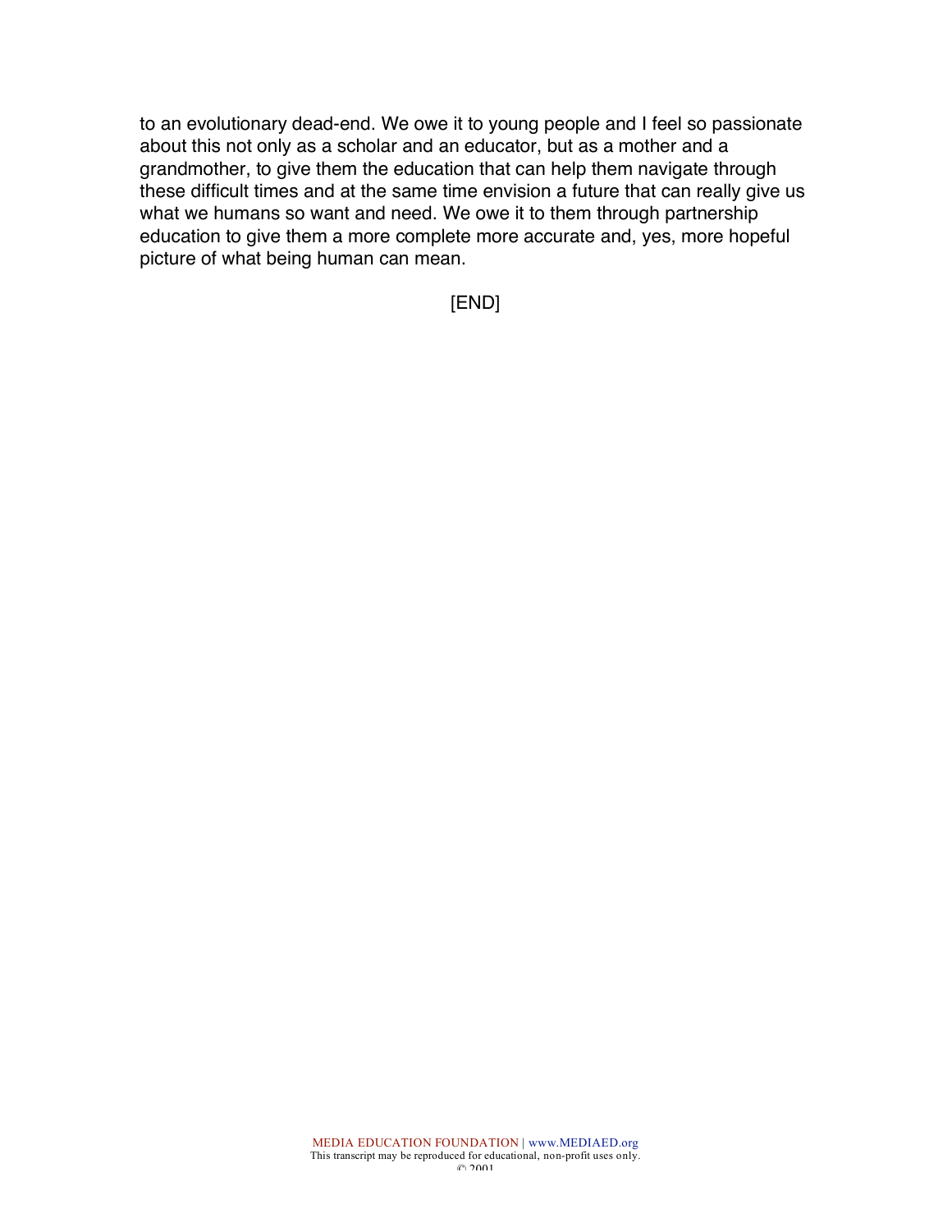to an evolutionary dead-end. We owe it to young people and I feel so passionate about this not only as a scholar and an educator, but as a mother and a grandmother, to give them the education that can help them navigate through these difficult times and at the same time envision a future that can really give us what we humans so want and need. We owe it to them through partnership education to give them a more complete more accurate and, yes, more hopeful picture of what being human can mean.

[END]